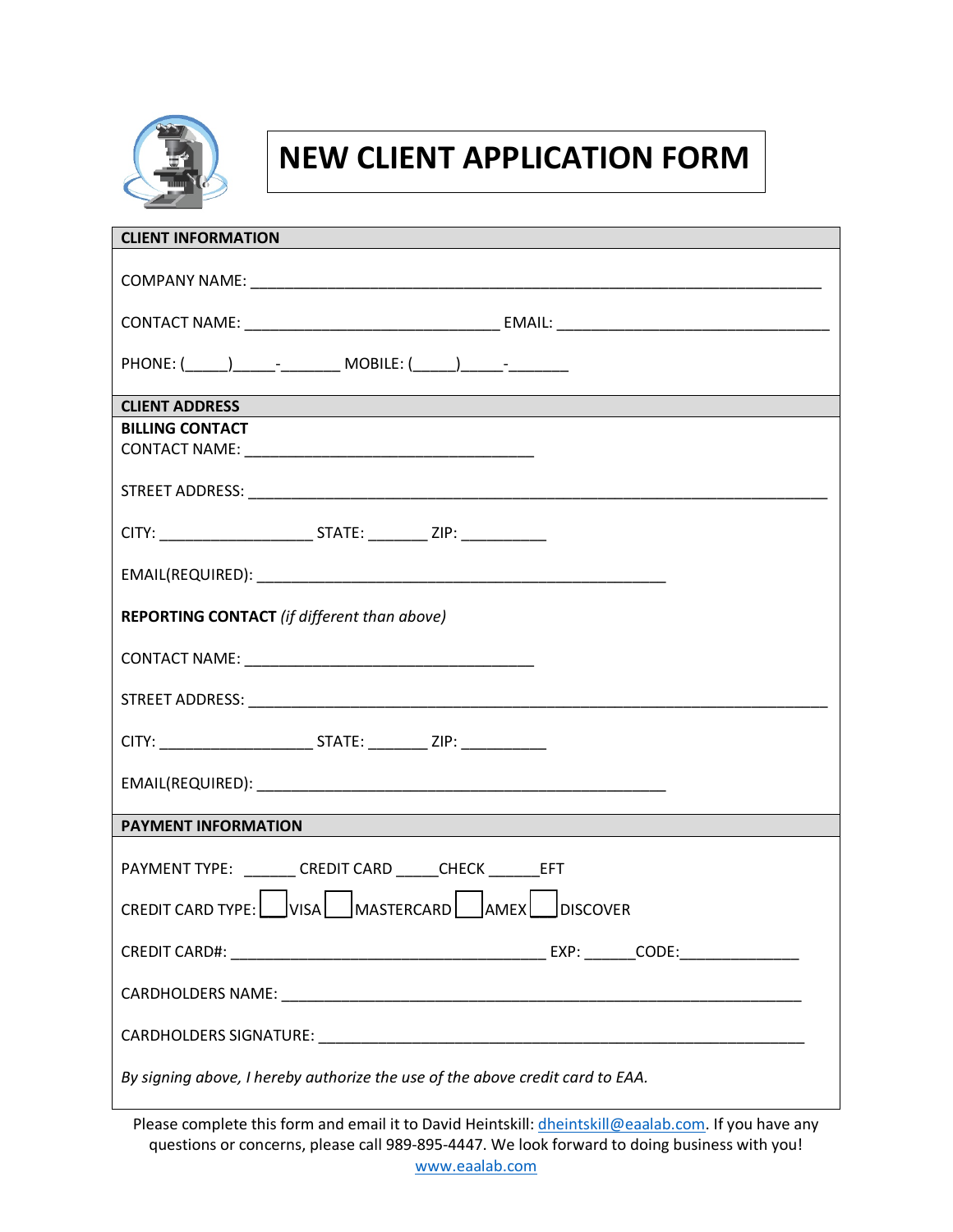# NEW CLIENT APPLICATION FORM

## CLIENT INFORMATION

COMPANY NAME: ______________________________________________________________________

CONTACT NAME: _______________________________ EMAIL: _________________________________

PHONE: (_____)_____-_______ MOBILE: (_____)_____-_______

## CLIENT ADDRESS

**BILLING CONTACT**

CONTACT NAME: ___________________________________

STREET ADDRESS: _____________________________________________________________________

CITY: __________________ STATE: _______ ZIP: __________

EMAIL(REQUIRED): _________________________________________________

**REPORTING CONTACT** *(if different than above)*

CONTACT NAME: ___________________________________

STREET ADDRESS: _____________________________________________________________________

CITY: __________________ STATE: _______ ZIP: __________

EMAIL(REQUIRED): _________________________________________________

## PAYMENT INFORMATION

PAYMENT TYPE: ______ CREDIT CARD _____CHECK ______EFT

CREDIT CARD TYPE: ☐ VISA ☐ MASTERCARD ☐ AMEX ☐ DISCOVER

CREDIT CARD#: ______________________________________ EXP: ______CODE:______________

CARDHOLDERS NAME: ______________________________________________________________

CARDHOLDERS SIGNATURE: _________________________________________________________

*By signing above, I hereby authorize the use of the above credit card to EAA.*

Please complete this form and email it to David Heintskill: dheintskill@eaalab.com. If you have any questions or concerns, please call 989-895-4447. We look forward to doing business with you!
www.eaalab.com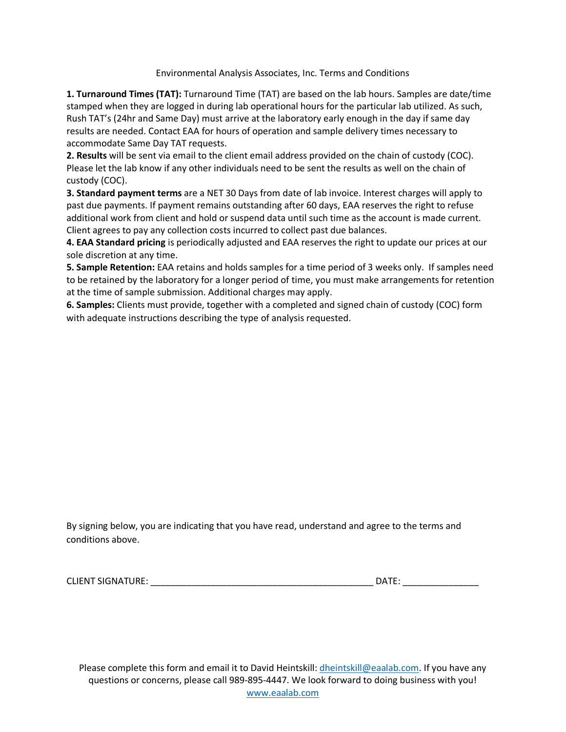Environmental Analysis Associates, Inc. Terms and Conditions

**1. Turnaround Times (TAT):** Turnaround Time (TAT) are based on the lab hours. Samples are date/time stamped when they are logged in during lab operational hours for the particular lab utilized. As such, Rush TAT's (24hr and Same Day) must arrive at the laboratory early enough in the day if same day results are needed. Contact EAA for hours of operation and sample delivery times necessary to accommodate Same Day TAT requests.

**2. Results** will be sent via email to the client email address provided on the chain of custody (COC). Please let the lab know if any other individuals need to be sent the results as well on the chain of custody (COC).

**3. Standard payment terms** are a NET 30 Days from date of lab invoice. Interest charges will apply to past due payments. If payment remains outstanding after 60 days, EAA reserves the right to refuse additional work from client and hold or suspend data until such time as the account is made current. Client agrees to pay any collection costs incurred to collect past due balances.

**4. EAA Standard pricing** is periodically adjusted and EAA reserves the right to update our prices at our sole discretion at any time.

**5. Sample Retention:** EAA retains and holds samples for a time period of 3 weeks only. If samples need to be retained by the laboratory for a longer period of time, you must make arrangements for retention at the time of sample submission. Additional charges may apply.

**6. Samples:** Clients must provide, together with a completed and signed chain of custody (COC) form with adequate instructions describing the type of analysis requested.

By signing below, you are indicating that you have read, understand and agree to the terms and conditions above.

CLIENT SIGNATURE: ____________________________________________ DATE: _______________

Please complete this form and email it to David Heintskill: dheintskill@eaalab.com. If you have any questions or concerns, please call 989-895-4447. We look forward to doing business with you!
www.eaalab.com